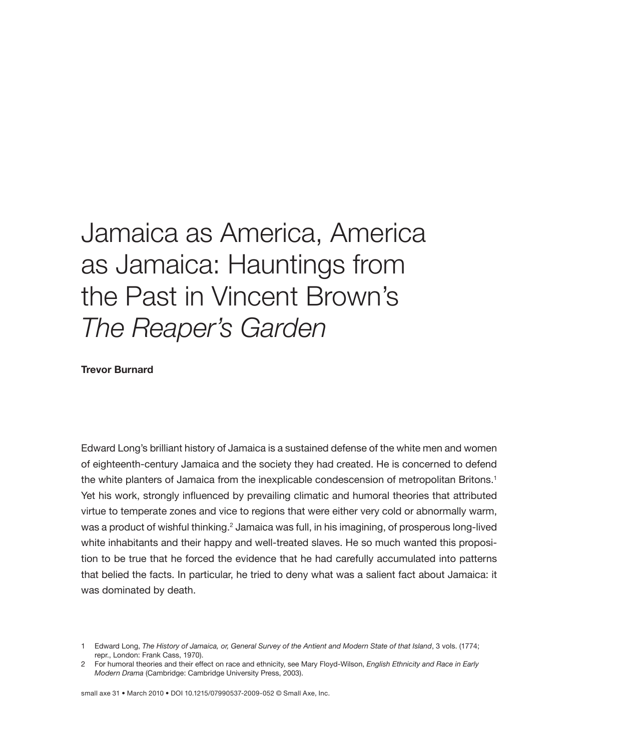# Jamaica as America, America as Jamaica: Hauntings from the Past in Vincent Brown's *The Reaper's Garden*

**Trevor Burnard**

Edward Long's brilliant history of Jamaica is a sustained defense of the white men and women of eighteenth-century Jamaica and the society they had created. He is concerned to defend the white planters of Jamaica from the inexplicable condescension of metropolitan Britons.[1] Yet his work, strongly influenced by prevailing climatic and humoral theories that attributed virtue to temperate zones and vice to regions that were either very cold or abnormally warm, was a product of wishful thinking.[2] Jamaica was full, in his imagining, of prosperous long-lived white inhabitants and their happy and well-treated slaves. He so much wanted this proposition to be true that he forced the evidence that he had carefully accumulated into patterns that belied the facts. In particular, he tried to deny what was a salient fact about Jamaica: it was dominated by death.

1 Edward Long, *The History of Jamaica, or, General Survey of the Antient and Modern State of that Island*, 3 vols. (1774; repr., London: Frank Cass, 1970).

2 For humoral theories and their effect on race and ethnicity, see Mary Floyd-Wilson, *English Ethnicity and Race in Early Modern Drama* (Cambridge: Cambridge University Press, 2003).

small axe 31 • March 2010 • DOI 10.1215/07990537-2009-052 © Small Axe, Inc.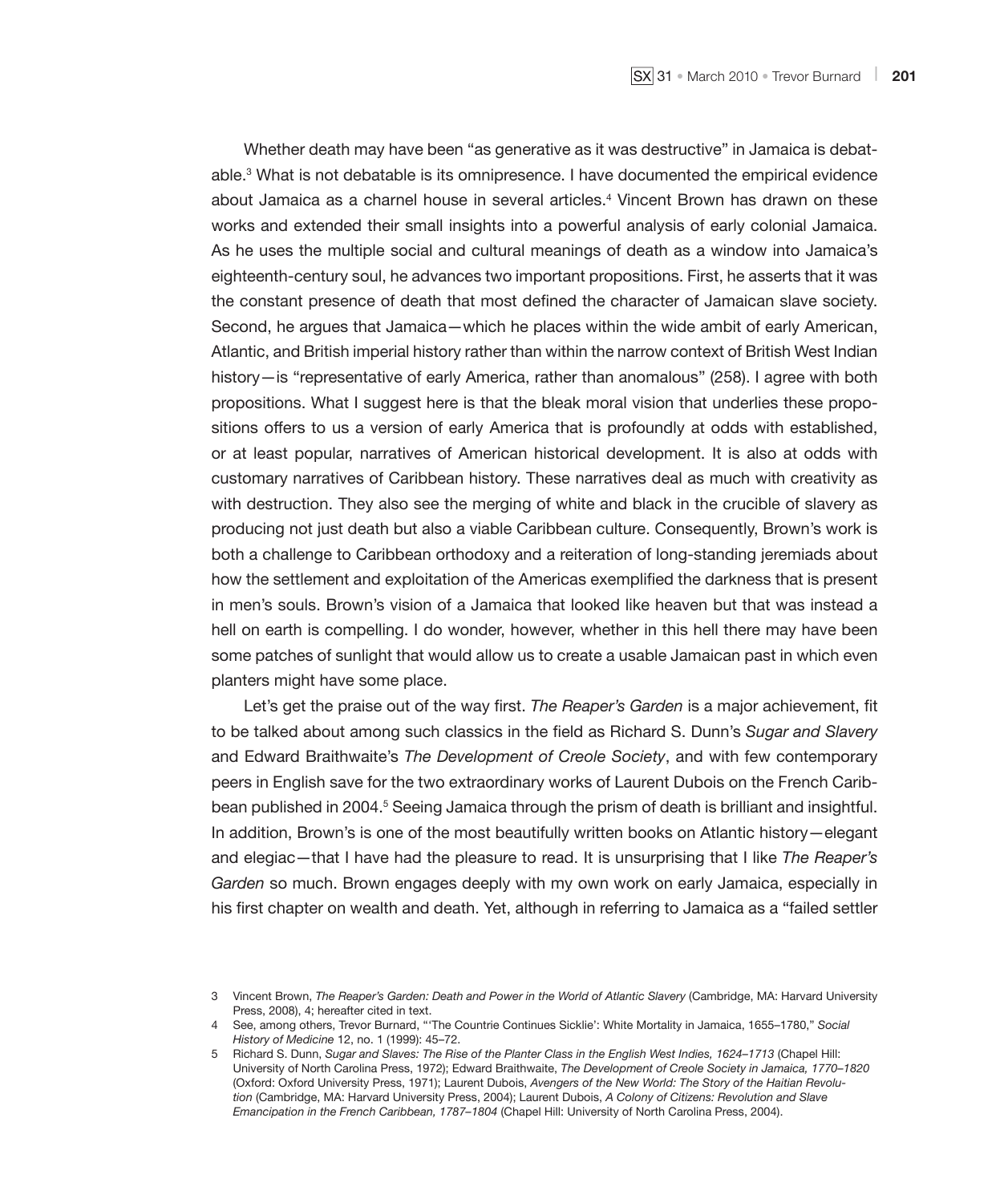Whether death may have been "as generative as it was destructive" in Jamaica is debatable.[3] What is not debatable is its omnipresence. I have documented the empirical evidence about Jamaica as a charnel house in several articles.[4] Vincent Brown has drawn on these works and extended their small insights into a powerful analysis of early colonial Jamaica. As he uses the multiple social and cultural meanings of death as a window into Jamaica's eighteenth-century soul, he advances two important propositions. First, he asserts that it was the constant presence of death that most defined the character of Jamaican slave society. Second, he argues that Jamaica—which he places within the wide ambit of early American, Atlantic, and British imperial history rather than within the narrow context of British West Indian history—is "representative of early America, rather than anomalous" (258). I agree with both propositions. What I suggest here is that the bleak moral vision that underlies these propositions offers to us a version of early America that is profoundly at odds with established, or at least popular, narratives of American historical development. It is also at odds with customary narratives of Caribbean history. These narratives deal as much with creativity as with destruction. They also see the merging of white and black in the crucible of slavery as producing not just death but also a viable Caribbean culture. Consequently, Brown's work is both a challenge to Caribbean orthodoxy and a reiteration of long-standing jeremiads about how the settlement and exploitation of the Americas exemplified the darkness that is present in men's souls. Brown's vision of a Jamaica that looked like heaven but that was instead a hell on earth is compelling. I do wonder, however, whether in this hell there may have been some patches of sunlight that would allow us to create a usable Jamaican past in which even planters might have some place.

Let's get the praise out of the way first. *The Reaper's Garden* is a major achievement, fit to be talked about among such classics in the field as Richard S. Dunn's *Sugar and Slavery* and Edward Braithwaite's *The Development of Creole Society*, and with few contemporary peers in English save for the two extraordinary works of Laurent Dubois on the French Caribbean published in 2004.[5] Seeing Jamaica through the prism of death is brilliant and insightful. In addition, Brown's is one of the most beautifully written books on Atlantic history—elegant and elegiac—that I have had the pleasure to read. It is unsurprising that I like *The Reaper's Garden* so much. Brown engages deeply with my own work on early Jamaica, especially in his first chapter on wealth and death. Yet, although in referring to Jamaica as a "failed settler

---

3 Vincent Brown, *The Reaper's Garden: Death and Power in the World of Atlantic Slavery* (Cambridge, MA: Harvard University Press, 2008), 4; hereafter cited in text.

4 See, among others, Trevor Burnard, "'The Countrie Continues Sicklie': White Mortality in Jamaica, 1655–1780," *Social History of Medicine* 12, no. 1 (1999): 45–72.

5 Richard S. Dunn, *Sugar and Slaves: The Rise of the Planter Class in the English West Indies, 1624–1713* (Chapel Hill: University of North Carolina Press, 1972); Edward Braithwaite, *The Development of Creole Society in Jamaica, 1770–1820* (Oxford: Oxford University Press, 1971); Laurent Dubois, *Avengers of the New World: The Story of the Haitian Revolution* (Cambridge, MA: Harvard University Press, 2004); Laurent Dubois, *A Colony of Citizens: Revolution and Slave Emancipation in the French Caribbean, 1787–1804* (Chapel Hill: University of North Carolina Press, 2004).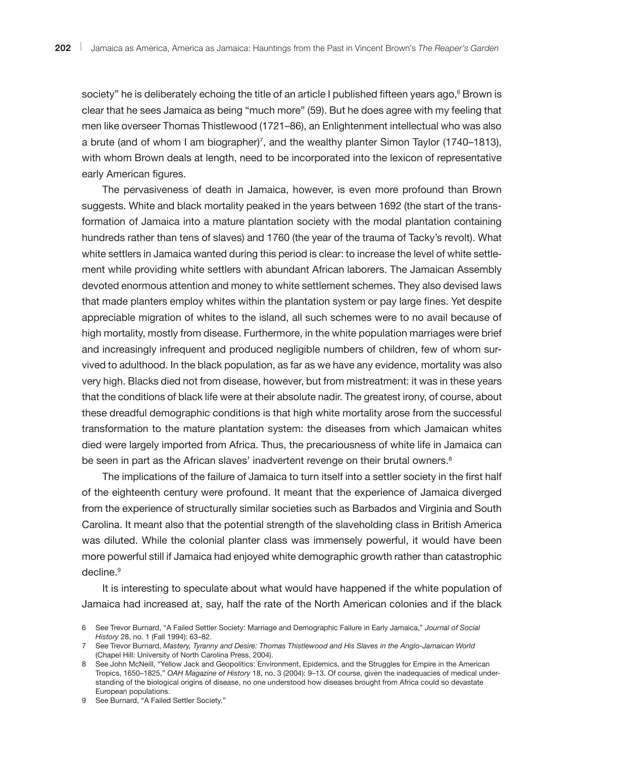society" he is deliberately echoing the title of an article I published fifteen years ago,[6] Brown is clear that he sees Jamaica as being "much more" (59). But he does agree with my feeling that men like overseer Thomas Thistlewood (1721–86), an Enlightenment intellectual who was also a brute (and of whom I am biographer)[7], and the wealthy planter Simon Taylor (1740–1813), with whom Brown deals at length, need to be incorporated into the lexicon of representative early American figures.

The pervasiveness of death in Jamaica, however, is even more profound than Brown suggests. White and black mortality peaked in the years between 1692 (the start of the transformation of Jamaica into a mature plantation society with the modal plantation containing hundreds rather than tens of slaves) and 1760 (the year of the trauma of Tacky's revolt). What white settlers in Jamaica wanted during this period is clear: to increase the level of white settlement while providing white settlers with abundant African laborers. The Jamaican Assembly devoted enormous attention and money to white settlement schemes. They also devised laws that made planters employ whites within the plantation system or pay large fines. Yet despite appreciable migration of whites to the island, all such schemes were to no avail because of high mortality, mostly from disease. Furthermore, in the white population marriages were brief and increasingly infrequent and produced negligible numbers of children, few of whom survived to adulthood. In the black population, as far as we have any evidence, mortality was also very high. Blacks died not from disease, however, but from mistreatment: it was in these years that the conditions of black life were at their absolute nadir. The greatest irony, of course, about these dreadful demographic conditions is that high white mortality arose from the successful transformation to the mature plantation system: the diseases from which Jamaican whites died were largely imported from Africa. Thus, the precariousness of white life in Jamaica can be seen in part as the African slaves' inadvertent revenge on their brutal owners.[8]

The implications of the failure of Jamaica to turn itself into a settler society in the first half of the eighteenth century were profound. It meant that the experience of Jamaica diverged from the experience of structurally similar societies such as Barbados and Virginia and South Carolina. It meant also that the potential strength of the slaveholding class in British America was diluted. While the colonial planter class was immensely powerful, it would have been more powerful still if Jamaica had enjoyed white demographic growth rather than catastrophic decline.[9]

It is interesting to speculate about what would have happened if the white population of Jamaica had increased at, say, half the rate of the North American colonies and if the black

6 See Trevor Burnard, "A Failed Settler Society: Marriage and Demographic Failure in Early Jamaica," *Journal of Social History* 28, no. 1 (Fall 1994): 63–82.

7 See Trevor Burnard, *Mastery, Tyranny and Desire: Thomas Thistlewood and His Slaves in the Anglo-Jamaican World* (Chapel Hill: University of North Carolina Press, 2004).

8 See John McNeill, "Yellow Jack and Geopolitics: Environment, Epidemics, and the Struggles for Empire in the American Tropics, 1650–1825," *OAH Magazine of History* 18, no. 3 (2004): 9–13. Of course, given the inadequacies of medical understanding of the biological origins of disease, no one understood how diseases brought from Africa could so devastate European populations.

9 See Burnard, "A Failed Settler Society."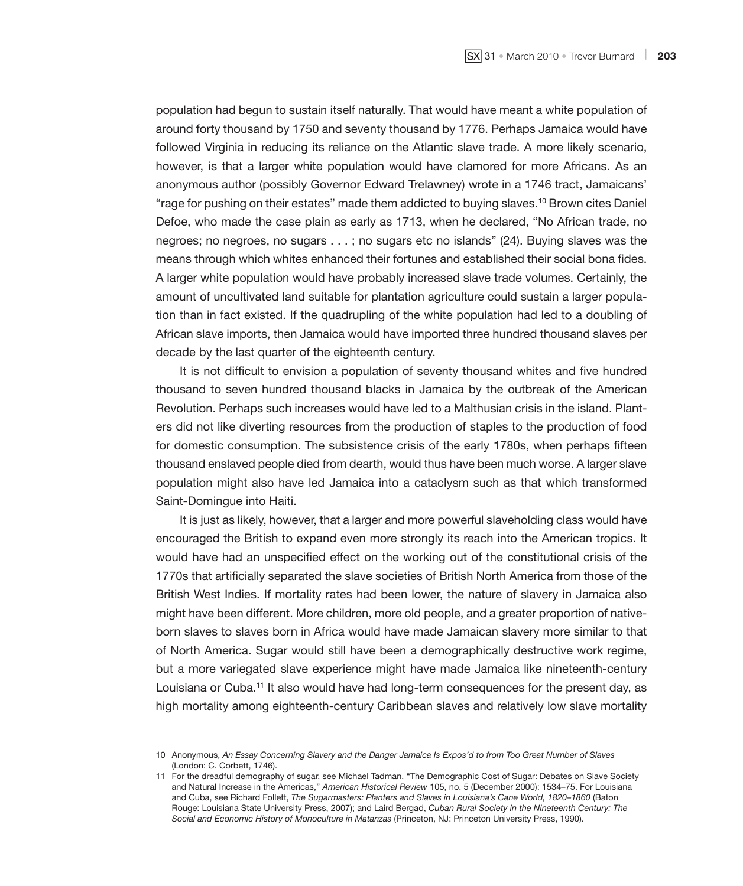population had begun to sustain itself naturally. That would have meant a white population of around forty thousand by 1750 and seventy thousand by 1776. Perhaps Jamaica would have followed Virginia in reducing its reliance on the Atlantic slave trade. A more likely scenario, however, is that a larger white population would have clamored for more Africans. As an anonymous author (possibly Governor Edward Trelawney) wrote in a 1746 tract, Jamaicans' "rage for pushing on their estates" made them addicted to buying slaves.[10] Brown cites Daniel Defoe, who made the case plain as early as 1713, when he declared, "No African trade, no negroes; no negroes, no sugars . . . ; no sugars etc no islands" (24). Buying slaves was the means through which whites enhanced their fortunes and established their social bona fides. A larger white population would have probably increased slave trade volumes. Certainly, the amount of uncultivated land suitable for plantation agriculture could sustain a larger population than in fact existed. If the quadrupling of the white population had led to a doubling of African slave imports, then Jamaica would have imported three hundred thousand slaves per decade by the last quarter of the eighteenth century.

It is not difficult to envision a population of seventy thousand whites and five hundred thousand to seven hundred thousand blacks in Jamaica by the outbreak of the American Revolution. Perhaps such increases would have led to a Malthusian crisis in the island. Planters did not like diverting resources from the production of staples to the production of food for domestic consumption. The subsistence crisis of the early 1780s, when perhaps fifteen thousand enslaved people died from dearth, would thus have been much worse. A larger slave population might also have led Jamaica into a cataclysm such as that which transformed Saint-Domingue into Haiti.

It is just as likely, however, that a larger and more powerful slaveholding class would have encouraged the British to expand even more strongly its reach into the American tropics. It would have had an unspecified effect on the working out of the constitutional crisis of the 1770s that artificially separated the slave societies of British North America from those of the British West Indies. If mortality rates had been lower, the nature of slavery in Jamaica also might have been different. More children, more old people, and a greater proportion of native-born slaves to slaves born in Africa would have made Jamaican slavery more similar to that of North America. Sugar would still have been a demographically destructive work regime, but a more variegated slave experience might have made Jamaica like nineteenth-century Louisiana or Cuba.[11] It also would have had long-term consequences for the present day, as high mortality among eighteenth-century Caribbean slaves and relatively low slave mortality

10 Anonymous, *An Essay Concerning Slavery and the Danger Jamaica Is Expos'd to from Too Great Number of Slaves* (London: C. Corbett, 1746).

11 For the dreadful demography of sugar, see Michael Tadman, "The Demographic Cost of Sugar: Debates on Slave Society and Natural Increase in the Americas," *American Historical Review* 105, no. 5 (December 2000): 1534–75. For Louisiana and Cuba, see Richard Follett, *The Sugarmasters: Planters and Slaves in Louisiana's Cane World, 1820–1860* (Baton Rouge: Louisiana State University Press, 2007); and Laird Bergad, *Cuban Rural Society in the Nineteenth Century: The Social and Economic History of Monoculture in Matanzas* (Princeton, NJ: Princeton University Press, 1990).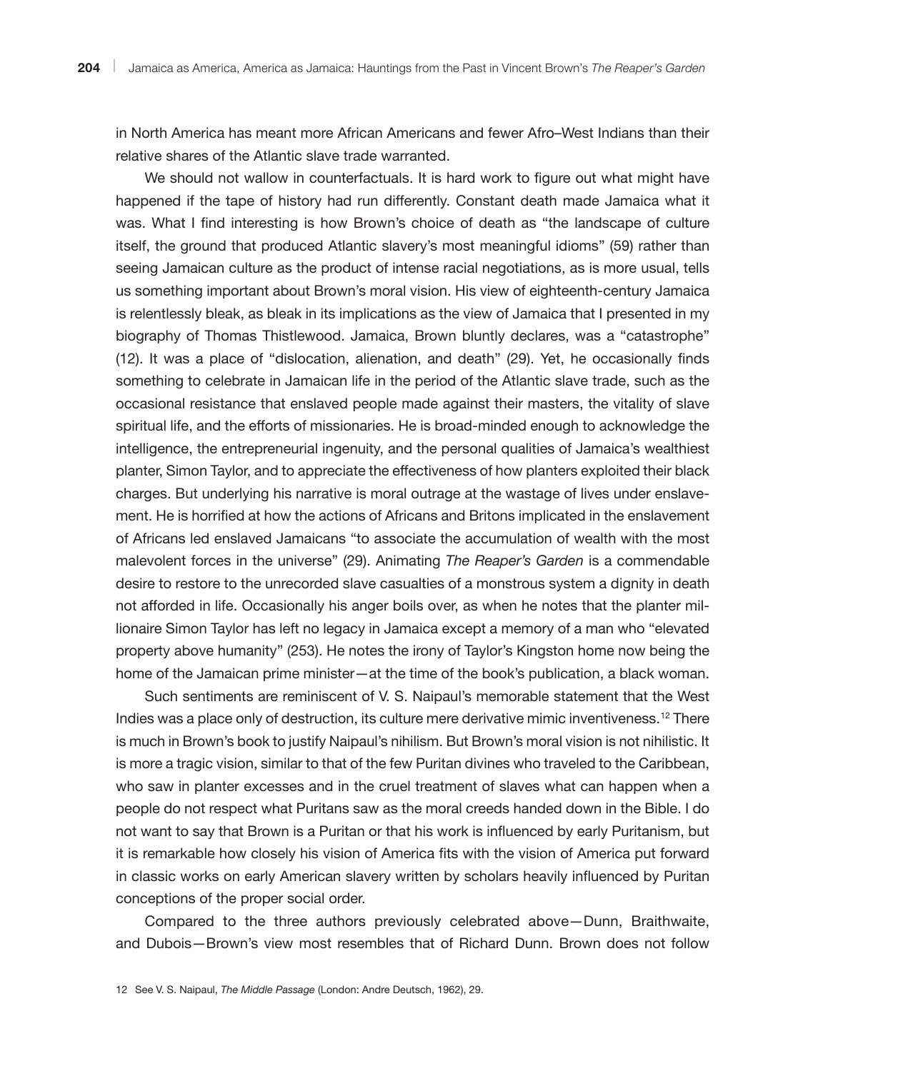in North America has meant more African Americans and fewer Afro–West Indians than their relative shares of the Atlantic slave trade warranted.

We should not wallow in counterfactuals. It is hard work to figure out what might have happened if the tape of history had run differently. Constant death made Jamaica what it was. What I find interesting is how Brown's choice of death as "the landscape of culture itself, the ground that produced Atlantic slavery's most meaningful idioms" (59) rather than seeing Jamaican culture as the product of intense racial negotiations, as is more usual, tells us something important about Brown's moral vision. His view of eighteenth-century Jamaica is relentlessly bleak, as bleak in its implications as the view of Jamaica that I presented in my biography of Thomas Thistlewood. Jamaica, Brown bluntly declares, was a "catastrophe" (12). It was a place of "dislocation, alienation, and death" (29). Yet, he occasionally finds something to celebrate in Jamaican life in the period of the Atlantic slave trade, such as the occasional resistance that enslaved people made against their masters, the vitality of slave spiritual life, and the efforts of missionaries. He is broad-minded enough to acknowledge the intelligence, the entrepreneurial ingenuity, and the personal qualities of Jamaica's wealthiest planter, Simon Taylor, and to appreciate the effectiveness of how planters exploited their black charges. But underlying his narrative is moral outrage at the wastage of lives under enslavement. He is horrified at how the actions of Africans and Britons implicated in the enslavement of Africans led enslaved Jamaicans "to associate the accumulation of wealth with the most malevolent forces in the universe" (29). Animating *The Reaper's Garden* is a commendable desire to restore to the unrecorded slave casualties of a monstrous system a dignity in death not afforded in life. Occasionally his anger boils over, as when he notes that the planter millionaire Simon Taylor has left no legacy in Jamaica except a memory of a man who "elevated property above humanity" (253). He notes the irony of Taylor's Kingston home now being the home of the Jamaican prime minister—at the time of the book's publication, a black woman.

Such sentiments are reminiscent of V. S. Naipaul's memorable statement that the West Indies was a place only of destruction, its culture mere derivative mimic inventiveness.[12] There is much in Brown's book to justify Naipaul's nihilism. But Brown's moral vision is not nihilistic. It is more a tragic vision, similar to that of the few Puritan divines who traveled to the Caribbean, who saw in planter excesses and in the cruel treatment of slaves what can happen when a people do not respect what Puritans saw as the moral creeds handed down in the Bible. I do not want to say that Brown is a Puritan or that his work is influenced by early Puritanism, but it is remarkable how closely his vision of America fits with the vision of America put forward in classic works on early American slavery written by scholars heavily influenced by Puritan conceptions of the proper social order.

Compared to the three authors previously celebrated above—Dunn, Braithwaite, and Dubois—Brown's view most resembles that of Richard Dunn. Brown does not follow

12 See V. S. Naipaul, *The Middle Passage* (London: Andre Deutsch, 1962), 29.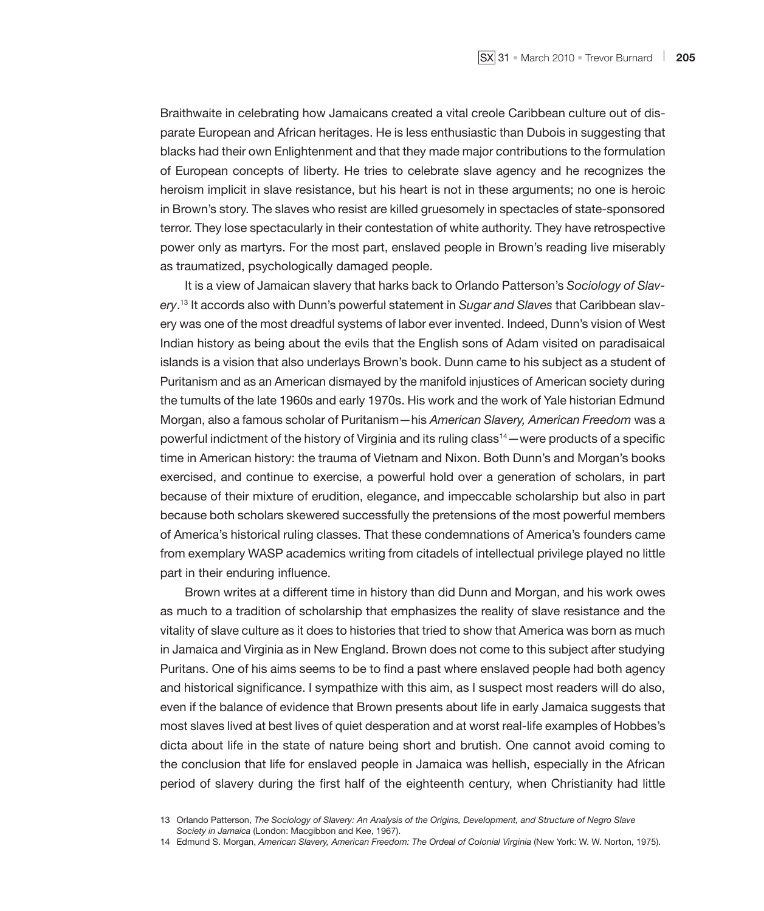Braithwaite in celebrating how Jamaicans created a vital creole Caribbean culture out of disparate European and African heritages. He is less enthusiastic than Dubois in suggesting that blacks had their own Enlightenment and that they made major contributions to the formulation of European concepts of liberty. He tries to celebrate slave agency and he recognizes the heroism implicit in slave resistance, but his heart is not in these arguments; no one is heroic in Brown's story. The slaves who resist are killed gruesomely in spectacles of state-sponsored terror. They lose spectacularly in their contestation of white authority. They have retrospective power only as martyrs. For the most part, enslaved people in Brown's reading live miserably as traumatized, psychologically damaged people.

It is a view of Jamaican slavery that harks back to Orlando Patterson's *Sociology of Slavery*.[13] It accords also with Dunn's powerful statement in *Sugar and Slaves* that Caribbean slavery was one of the most dreadful systems of labor ever invented. Indeed, Dunn's vision of West Indian history as being about the evils that the English sons of Adam visited on paradisaical islands is a vision that also underlays Brown's book. Dunn came to his subject as a student of Puritanism and as an American dismayed by the manifold injustices of American society during the tumults of the late 1960s and early 1970s. His work and the work of Yale historian Edmund Morgan, also a famous scholar of Puritanism—his *American Slavery, American Freedom* was a powerful indictment of the history of Virginia and its ruling class[14]—were products of a specific time in American history: the trauma of Vietnam and Nixon. Both Dunn's and Morgan's books exercised, and continue to exercise, a powerful hold over a generation of scholars, in part because of their mixture of erudition, elegance, and impeccable scholarship but also in part because both scholars skewered successfully the pretensions of the most powerful members of America's historical ruling classes. That these condemnations of America's founders came from exemplary WASP academics writing from citadels of intellectual privilege played no little part in their enduring influence.

Brown writes at a different time in history than did Dunn and Morgan, and his work owes as much to a tradition of scholarship that emphasizes the reality of slave resistance and the vitality of slave culture as it does to histories that tried to show that America was born as much in Jamaica and Virginia as in New England. Brown does not come to this subject after studying Puritans. One of his aims seems to be to find a past where enslaved people had both agency and historical significance. I sympathize with this aim, as I suspect most readers will do also, even if the balance of evidence that Brown presents about life in early Jamaica suggests that most slaves lived at best lives of quiet desperation and at worst real-life examples of Hobbes's dicta about life in the state of nature being short and brutish. One cannot avoid coming to the conclusion that life for enslaved people in Jamaica was hellish, especially in the African period of slavery during the first half of the eighteenth century, when Christianity had little

13 Orlando Patterson, *The Sociology of Slavery: An Analysis of the Origins, Development, and Structure of Negro Slave Society in Jamaica* (London: Macgibbon and Kee, 1967).

14 Edmund S. Morgan, *American Slavery, American Freedom: The Ordeal of Colonial Virginia* (New York: W. W. Norton, 1975).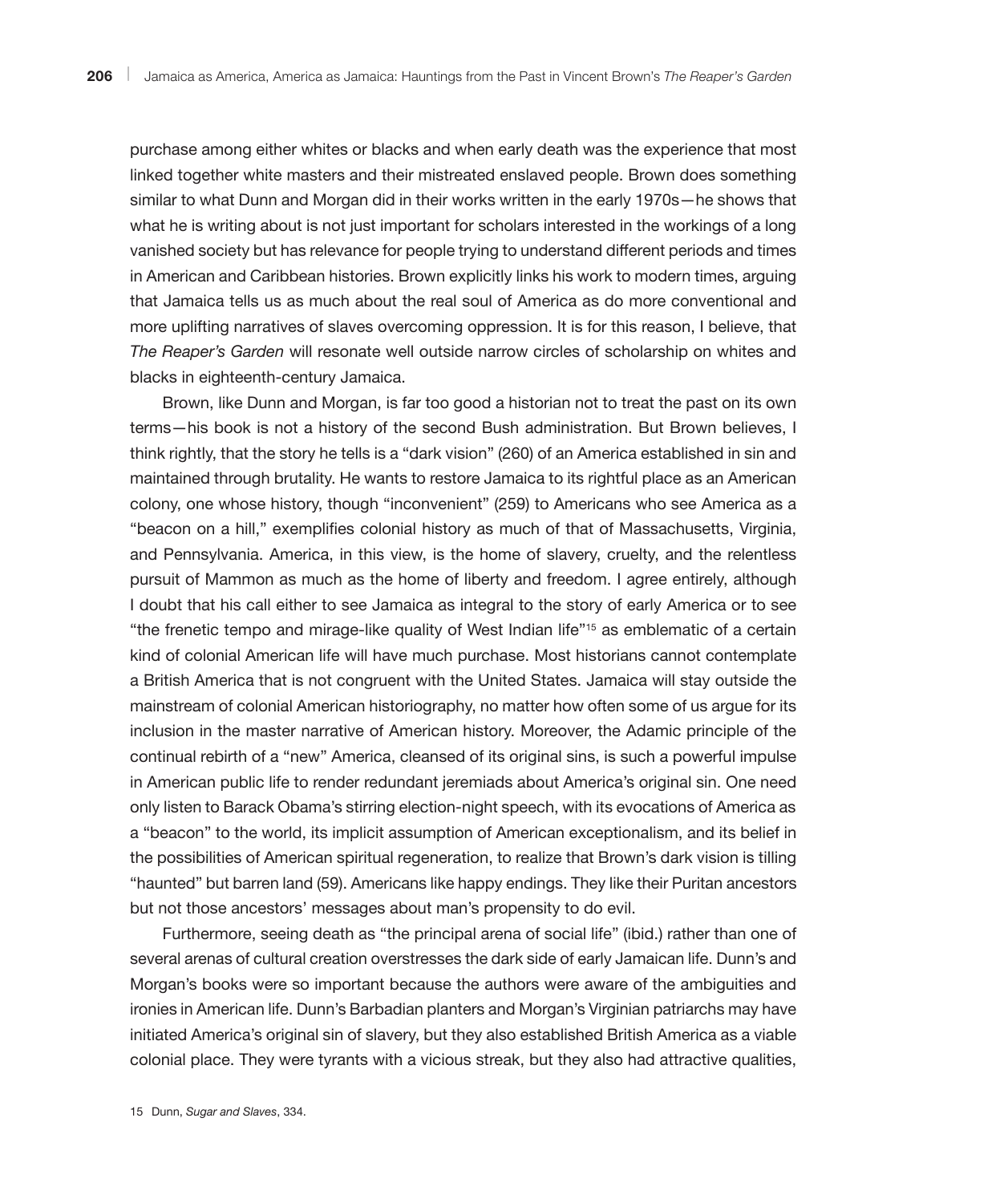purchase among either whites or blacks and when early death was the experience that most linked together white masters and their mistreated enslaved people. Brown does something similar to what Dunn and Morgan did in their works written in the early 1970s—he shows that what he is writing about is not just important for scholars interested in the workings of a long vanished society but has relevance for people trying to understand different periods and times in American and Caribbean histories. Brown explicitly links his work to modern times, arguing that Jamaica tells us as much about the real soul of America as do more conventional and more uplifting narratives of slaves overcoming oppression. It is for this reason, I believe, that *The Reaper's Garden* will resonate well outside narrow circles of scholarship on whites and blacks in eighteenth-century Jamaica.

Brown, like Dunn and Morgan, is far too good a historian not to treat the past on its own terms—his book is not a history of the second Bush administration. But Brown believes, I think rightly, that the story he tells is a "dark vision" (260) of an America established in sin and maintained through brutality. He wants to restore Jamaica to its rightful place as an American colony, one whose history, though "inconvenient" (259) to Americans who see America as a "beacon on a hill," exemplifies colonial history as much of that of Massachusetts, Virginia, and Pennsylvania. America, in this view, is the home of slavery, cruelty, and the relentless pursuit of Mammon as much as the home of liberty and freedom. I agree entirely, although I doubt that his call either to see Jamaica as integral to the story of early America or to see "the frenetic tempo and mirage-like quality of West Indian life"[15] as emblematic of a certain kind of colonial American life will have much purchase. Most historians cannot contemplate a British America that is not congruent with the United States. Jamaica will stay outside the mainstream of colonial American historiography, no matter how often some of us argue for its inclusion in the master narrative of American history. Moreover, the Adamic principle of the continual rebirth of a "new" America, cleansed of its original sins, is such a powerful impulse in American public life to render redundant jeremiads about America's original sin. One need only listen to Barack Obama's stirring election-night speech, with its evocations of America as a "beacon" to the world, its implicit assumption of American exceptionalism, and its belief in the possibilities of American spiritual regeneration, to realize that Brown's dark vision is tilling "haunted" but barren land (59). Americans like happy endings. They like their Puritan ancestors but not those ancestors' messages about man's propensity to do evil.

Furthermore, seeing death as "the principal arena of social life" (ibid.) rather than one of several arenas of cultural creation overstresses the dark side of early Jamaican life. Dunn's and Morgan's books were so important because the authors were aware of the ambiguities and ironies in American life. Dunn's Barbadian planters and Morgan's Virginian patriarchs may have initiated America's original sin of slavery, but they also established British America as a viable colonial place. They were tyrants with a vicious streak, but they also had attractive qualities,

15 Dunn, *Sugar and Slaves*, 334.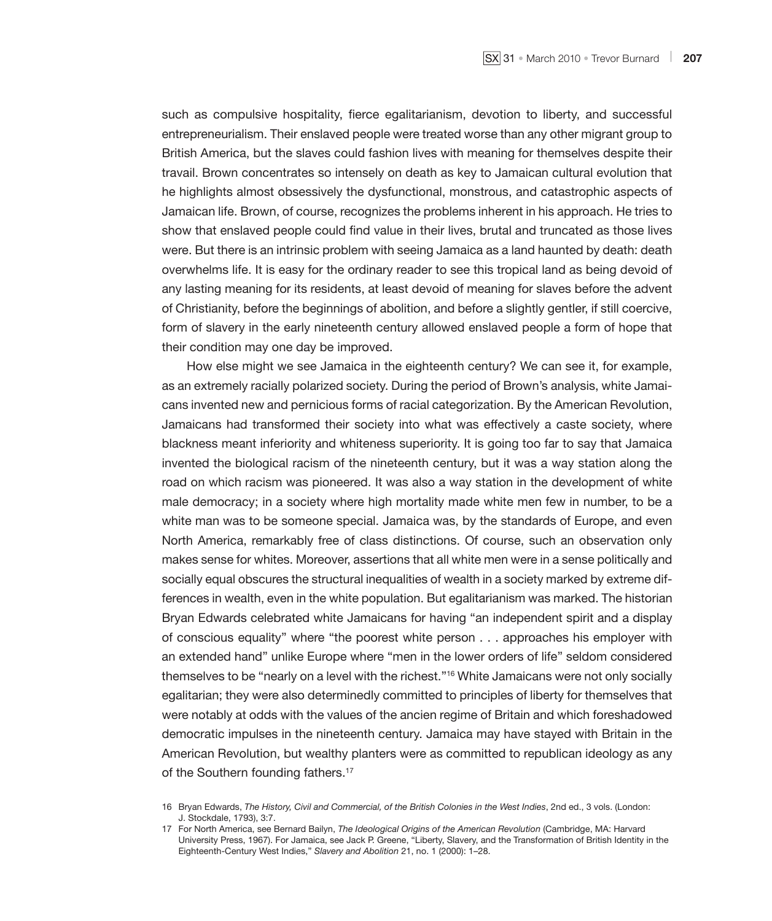such as compulsive hospitality, fierce egalitarianism, devotion to liberty, and successful entrepreneurialism. Their enslaved people were treated worse than any other migrant group to British America, but the slaves could fashion lives with meaning for themselves despite their travail. Brown concentrates so intensely on death as key to Jamaican cultural evolution that he highlights almost obsessively the dysfunctional, monstrous, and catastrophic aspects of Jamaican life. Brown, of course, recognizes the problems inherent in his approach. He tries to show that enslaved people could find value in their lives, brutal and truncated as those lives were. But there is an intrinsic problem with seeing Jamaica as a land haunted by death: death overwhelms life. It is easy for the ordinary reader to see this tropical land as being devoid of any lasting meaning for its residents, at least devoid of meaning for slaves before the advent of Christianity, before the beginnings of abolition, and before a slightly gentler, if still coercive, form of slavery in the early nineteenth century allowed enslaved people a form of hope that their condition may one day be improved.

How else might we see Jamaica in the eighteenth century? We can see it, for example, as an extremely racially polarized society. During the period of Brown's analysis, white Jamaicans invented new and pernicious forms of racial categorization. By the American Revolution, Jamaicans had transformed their society into what was effectively a caste society, where blackness meant inferiority and whiteness superiority. It is going too far to say that Jamaica invented the biological racism of the nineteenth century, but it was a way station along the road on which racism was pioneered. It was also a way station in the development of white male democracy; in a society where high mortality made white men few in number, to be a white man was to be someone special. Jamaica was, by the standards of Europe, and even North America, remarkably free of class distinctions. Of course, such an observation only makes sense for whites. Moreover, assertions that all white men were in a sense politically and socially equal obscures the structural inequalities of wealth in a society marked by extreme differences in wealth, even in the white population. But egalitarianism was marked. The historian Bryan Edwards celebrated white Jamaicans for having "an independent spirit and a display of conscious equality" where "the poorest white person . . . approaches his employer with an extended hand" unlike Europe where "men in the lower orders of life" seldom considered themselves to be "nearly on a level with the richest."[16] White Jamaicans were not only socially egalitarian; they were also determinedly committed to principles of liberty for themselves that were notably at odds with the values of the ancien regime of Britain and which foreshadowed democratic impulses in the nineteenth century. Jamaica may have stayed with Britain in the American Revolution, but wealthy planters were as committed to republican ideology as any of the Southern founding fathers.[17]

16 Bryan Edwards, *The History, Civil and Commercial, of the British Colonies in the West Indies*, 2nd ed., 3 vols. (London: J. Stockdale, 1793), 3:7.

17 For North America, see Bernard Bailyn, *The Ideological Origins of the American Revolution* (Cambridge, MA: Harvard University Press, 1967). For Jamaica, see Jack P. Greene, "Liberty, Slavery, and the Transformation of British Identity in the Eighteenth-Century West Indies," *Slavery and Abolition* 21, no. 1 (2000): 1–28.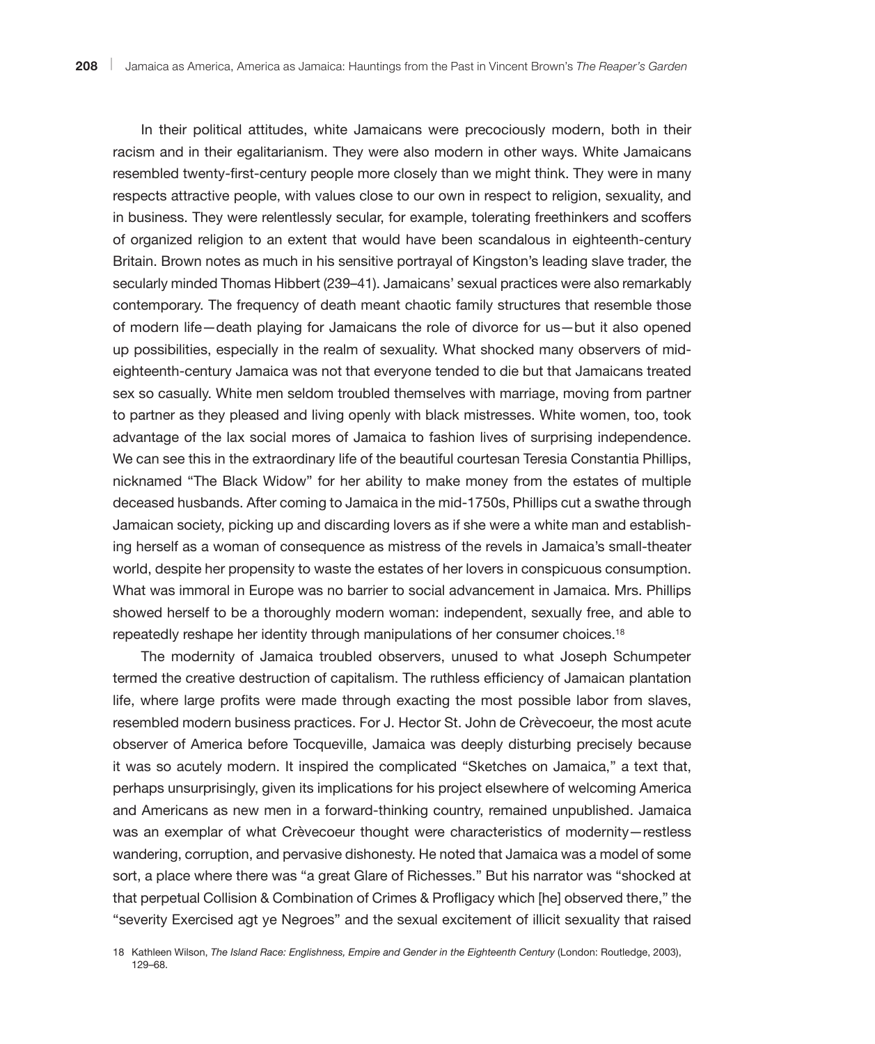In their political attitudes, white Jamaicans were precociously modern, both in their racism and in their egalitarianism. They were also modern in other ways. White Jamaicans resembled twenty-first-century people more closely than we might think. They were in many respects attractive people, with values close to our own in respect to religion, sexuality, and in business. They were relentlessly secular, for example, tolerating freethinkers and scoffers of organized religion to an extent that would have been scandalous in eighteenth-century Britain. Brown notes as much in his sensitive portrayal of Kingston's leading slave trader, the secularly minded Thomas Hibbert (239–41). Jamaicans' sexual practices were also remarkably contemporary. The frequency of death meant chaotic family structures that resemble those of modern life—death playing for Jamaicans the role of divorce for us—but it also opened up possibilities, especially in the realm of sexuality. What shocked many observers of mid-eighteenth-century Jamaica was not that everyone tended to die but that Jamaicans treated sex so casually. White men seldom troubled themselves with marriage, moving from partner to partner as they pleased and living openly with black mistresses. White women, too, took advantage of the lax social mores of Jamaica to fashion lives of surprising independence. We can see this in the extraordinary life of the beautiful courtesan Teresia Constantia Phillips, nicknamed "The Black Widow" for her ability to make money from the estates of multiple deceased husbands. After coming to Jamaica in the mid-1750s, Phillips cut a swathe through Jamaican society, picking up and discarding lovers as if she were a white man and establishing herself as a woman of consequence as mistress of the revels in Jamaica's small-theater world, despite her propensity to waste the estates of her lovers in conspicuous consumption. What was immoral in Europe was no barrier to social advancement in Jamaica. Mrs. Phillips showed herself to be a thoroughly modern woman: independent, sexually free, and able to repeatedly reshape her identity through manipulations of her consumer choices.[18]

The modernity of Jamaica troubled observers, unused to what Joseph Schumpeter termed the creative destruction of capitalism. The ruthless efficiency of Jamaican plantation life, where large profits were made through exacting the most possible labor from slaves, resembled modern business practices. For J. Hector St. John de Crèvecoeur, the most acute observer of America before Tocqueville, Jamaica was deeply disturbing precisely because it was so acutely modern. It inspired the complicated "Sketches on Jamaica," a text that, perhaps unsurprisingly, given its implications for his project elsewhere of welcoming America and Americans as new men in a forward-thinking country, remained unpublished. Jamaica was an exemplar of what Crèvecoeur thought were characteristics of modernity—restless wandering, corruption, and pervasive dishonesty. He noted that Jamaica was a model of some sort, a place where there was "a great Glare of Richesses." But his narrator was "shocked at that perpetual Collision & Combination of Crimes & Profligacy which [he] observed there," the "severity Exercised agt ye Negroes" and the sexual excitement of illicit sexuality that raised

18 Kathleen Wilson, *The Island Race: Englishness, Empire and Gender in the Eighteenth Century* (London: Routledge, 2003), 129–68.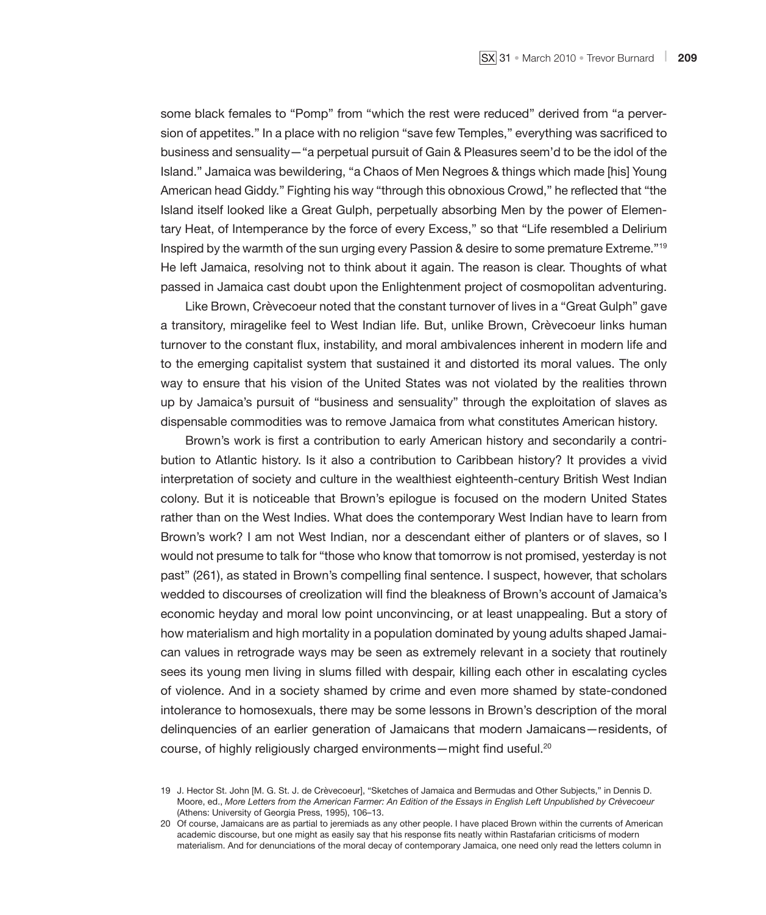some black females to "Pomp" from "which the rest were reduced" derived from "a perversion of appetites." In a place with no religion "save few Temples," everything was sacrificed to business and sensuality—"a perpetual pursuit of Gain & Pleasures seem'd to be the idol of the Island." Jamaica was bewildering, "a Chaos of Men Negroes & things which made [his] Young American head Giddy." Fighting his way "through this obnoxious Crowd," he reflected that "the Island itself looked like a Great Gulph, perpetually absorbing Men by the power of Elementary Heat, of Intemperance by the force of every Excess," so that "Life resembled a Delirium Inspired by the warmth of the sun urging every Passion & desire to some premature Extreme."[19] He left Jamaica, resolving not to think about it again. The reason is clear. Thoughts of what passed in Jamaica cast doubt upon the Enlightenment project of cosmopolitan adventuring.

Like Brown, Crèvecoeur noted that the constant turnover of lives in a "Great Gulph" gave a transitory, miragelike feel to West Indian life. But, unlike Brown, Crèvecoeur links human turnover to the constant flux, instability, and moral ambivalences inherent in modern life and to the emerging capitalist system that sustained it and distorted its moral values. The only way to ensure that his vision of the United States was not violated by the realities thrown up by Jamaica's pursuit of "business and sensuality" through the exploitation of slaves as dispensable commodities was to remove Jamaica from what constitutes American history.

Brown's work is first a contribution to early American history and secondarily a contribution to Atlantic history. Is it also a contribution to Caribbean history? It provides a vivid interpretation of society and culture in the wealthiest eighteenth-century British West Indian colony. But it is noticeable that Brown's epilogue is focused on the modern United States rather than on the West Indies. What does the contemporary West Indian have to learn from Brown's work? I am not West Indian, nor a descendant either of planters or of slaves, so I would not presume to talk for "those who know that tomorrow is not promised, yesterday is not past" (261), as stated in Brown's compelling final sentence. I suspect, however, that scholars wedded to discourses of creolization will find the bleakness of Brown's account of Jamaica's economic heyday and moral low point unconvincing, or at least unappealing. But a story of how materialism and high mortality in a population dominated by young adults shaped Jamaican values in retrograde ways may be seen as extremely relevant in a society that routinely sees its young men living in slums filled with despair, killing each other in escalating cycles of violence. And in a society shamed by crime and even more shamed by state-condoned intolerance to homosexuals, there may be some lessons in Brown's description of the moral delinquencies of an earlier generation of Jamaicans that modern Jamaicans—residents, of course, of highly religiously charged environments—might find useful.[20]

19 J. Hector St. John [M. G. St. J. de Crèvecoeur], "Sketches of Jamaica and Bermudas and Other Subjects," in Dennis D. Moore, ed., *More Letters from the American Farmer: An Edition of the Essays in English Left Unpublished by Crèvecoeur* (Athens: University of Georgia Press, 1995), 106–13.

20 Of course, Jamaicans are as partial to jeremiads as any other people. I have placed Brown within the currents of American academic discourse, but one might as easily say that his response fits neatly within Rastafarian criticisms of modern materialism. And for denunciations of the moral decay of contemporary Jamaica, one need only read the letters column in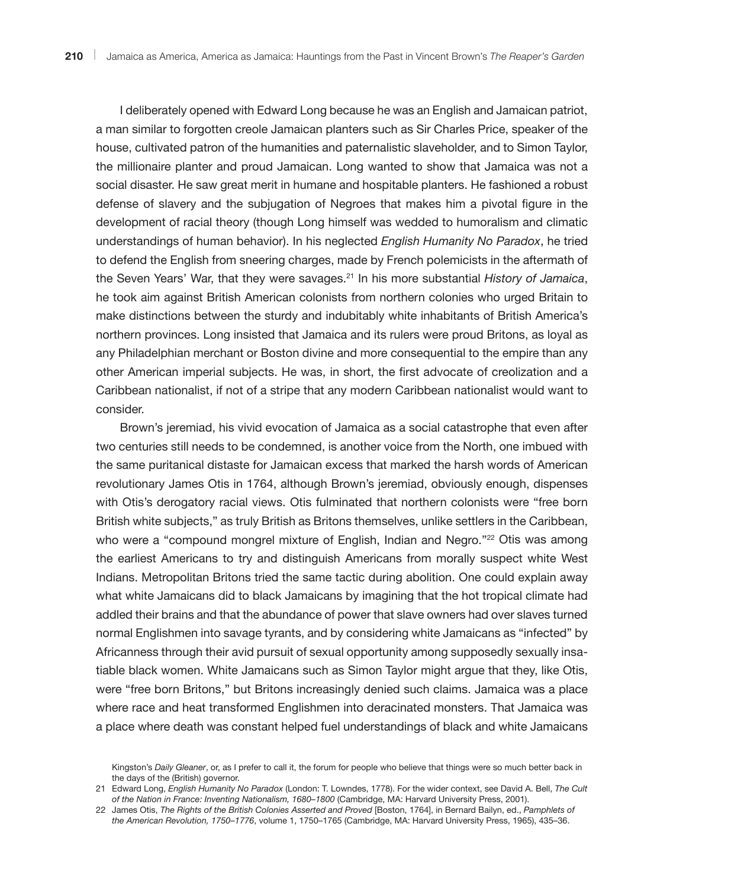I deliberately opened with Edward Long because he was an English and Jamaican patriot, a man similar to forgotten creole Jamaican planters such as Sir Charles Price, speaker of the house, cultivated patron of the humanities and paternalistic slaveholder, and to Simon Taylor, the millionaire planter and proud Jamaican. Long wanted to show that Jamaica was not a social disaster. He saw great merit in humane and hospitable planters. He fashioned a robust defense of slavery and the subjugation of Negroes that makes him a pivotal figure in the development of racial theory (though Long himself was wedded to humoralism and climatic understandings of human behavior). In his neglected *English Humanity No Paradox*, he tried to defend the English from sneering charges, made by French polemicists in the aftermath of the Seven Years' War, that they were savages.[21] In his more substantial *History of Jamaica*, he took aim against British American colonists from northern colonies who urged Britain to make distinctions between the sturdy and indubitably white inhabitants of British America's northern provinces. Long insisted that Jamaica and its rulers were proud Britons, as loyal as any Philadelphian merchant or Boston divine and more consequential to the empire than any other American imperial subjects. He was, in short, the first advocate of creolization and a Caribbean nationalist, if not of a stripe that any modern Caribbean nationalist would want to consider.

Brown's jeremiad, his vivid evocation of Jamaica as a social catastrophe that even after two centuries still needs to be condemned, is another voice from the North, one imbued with the same puritanical distaste for Jamaican excess that marked the harsh words of American revolutionary James Otis in 1764, although Brown's jeremiad, obviously enough, dispenses with Otis's derogatory racial views. Otis fulminated that northern colonists were "free born British white subjects," as truly British as Britons themselves, unlike settlers in the Caribbean, who were a "compound mongrel mixture of English, Indian and Negro."[22] Otis was among the earliest Americans to try and distinguish Americans from morally suspect white West Indians. Metropolitan Britons tried the same tactic during abolition. One could explain away what white Jamaicans did to black Jamaicans by imagining that the hot tropical climate had addled their brains and that the abundance of power that slave owners had over slaves turned normal Englishmen into savage tyrants, and by considering white Jamaicans as "infected" by Africanness through their avid pursuit of sexual opportunity among supposedly sexually insatiable black women. White Jamaicans such as Simon Taylor might argue that they, like Otis, were "free born Britons," but Britons increasingly denied such claims. Jamaica was a place where race and heat transformed Englishmen into deracinated monsters. That Jamaica was a place where death was constant helped fuel understandings of black and white Jamaicans

Kingston's *Daily Gleaner*, or, as I prefer to call it, the forum for people who believe that things were so much better back in the days of the (British) governor.

21 Edward Long, *English Humanity No Paradox* (London: T. Lowndes, 1778). For the wider context, see David A. Bell, *The Cult of the Nation in France: Inventing Nationalism, 1680–1800* (Cambridge, MA: Harvard University Press, 2001).

22 James Otis, *The Rights of the British Colonies Asserted and Proved* [Boston, 1764], in Bernard Bailyn, ed., *Pamphlets of the American Revolution, 1750–1776*, volume 1, 1750–1765 (Cambridge, MA: Harvard University Press, 1965), 435–36.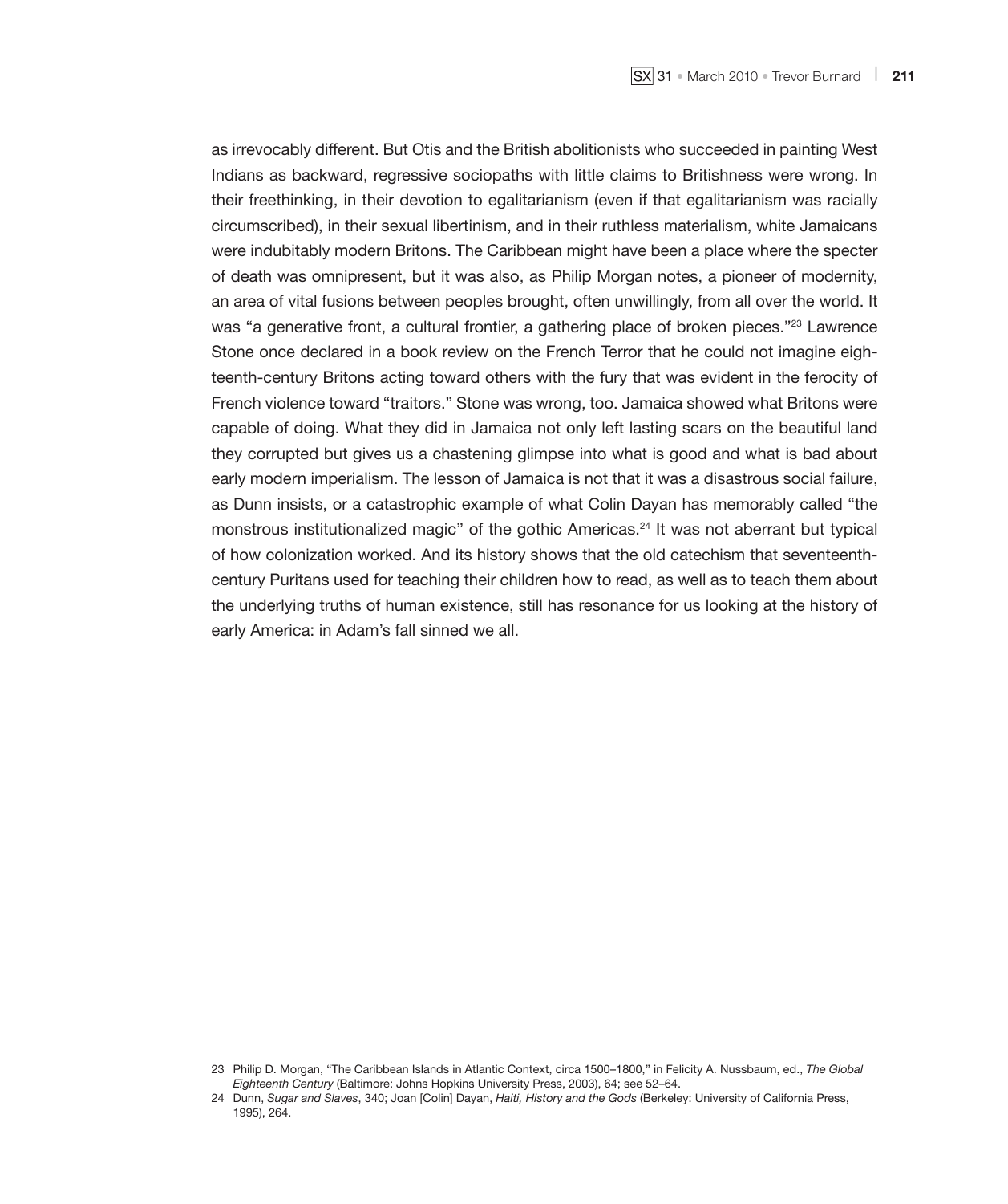as irrevocably different. But Otis and the British abolitionists who succeeded in painting West Indians as backward, regressive sociopaths with little claims to Britishness were wrong. In their freethinking, in their devotion to egalitarianism (even if that egalitarianism was racially circumscribed), in their sexual libertinism, and in their ruthless materialism, white Jamaicans were indubitably modern Britons. The Caribbean might have been a place where the specter of death was omnipresent, but it was also, as Philip Morgan notes, a pioneer of modernity, an area of vital fusions between peoples brought, often unwillingly, from all over the world. It was "a generative front, a cultural frontier, a gathering place of broken pieces."[23] Lawrence Stone once declared in a book review on the French Terror that he could not imagine eighteenth-century Britons acting toward others with the fury that was evident in the ferocity of French violence toward "traitors." Stone was wrong, too. Jamaica showed what Britons were capable of doing. What they did in Jamaica not only left lasting scars on the beautiful land they corrupted but gives us a chastening glimpse into what is good and what is bad about early modern imperialism. The lesson of Jamaica is not that it was a disastrous social failure, as Dunn insists, or a catastrophic example of what Colin Dayan has memorably called "the monstrous institutionalized magic" of the gothic Americas.[24] It was not aberrant but typical of how colonization worked. And its history shows that the old catechism that seventeenth-century Puritans used for teaching their children how to read, as well as to teach them about the underlying truths of human existence, still has resonance for us looking at the history of early America: in Adam's fall sinned we all.

23 Philip D. Morgan, "The Caribbean Islands in Atlantic Context, circa 1500–1800," in Felicity A. Nussbaum, ed., *The Global Eighteenth Century* (Baltimore: Johns Hopkins University Press, 2003), 64; see 52–64.

24 Dunn, *Sugar and Slaves*, 340; Joan [Colin] Dayan, *Haiti, History and the Gods* (Berkeley: University of California Press, 1995), 264.